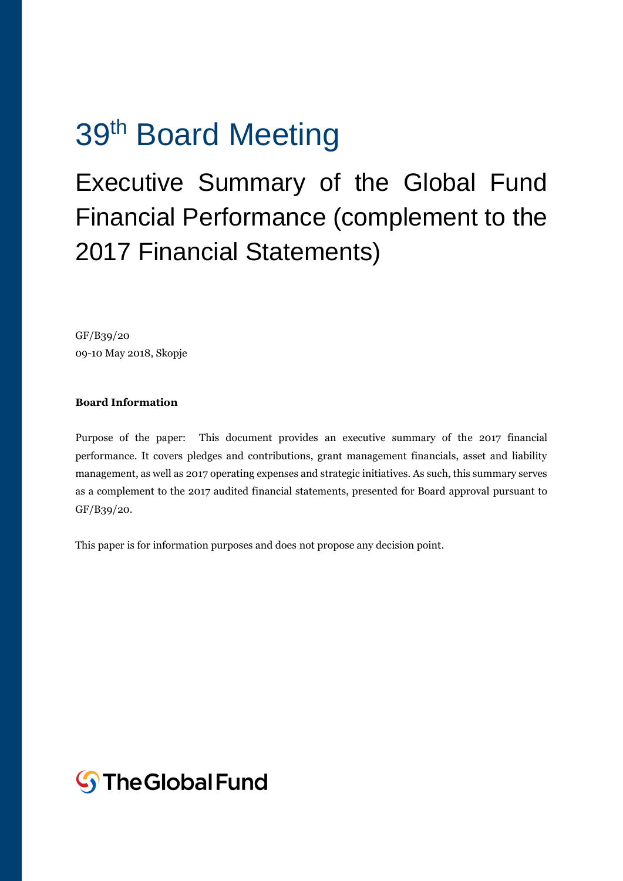# 39th Board Meeting

## Executive Summary of the Global Fund Financial Performance (complement to the 2017 Financial Statements)

GF/B39/20
09-10 May 2018, Skopje

**Board Information**

Purpose of the paper: This document provides an executive summary of the 2017 financial performance. It covers pledges and contributions, grant management financials, asset and liability management, as well as 2017 operating expenses and strategic initiatives. As such, this summary serves as a complement to the 2017 audited financial statements, presented for Board approval pursuant to GF/B39/20.

This paper is for information purposes and does not propose any decision point.

The Global Fund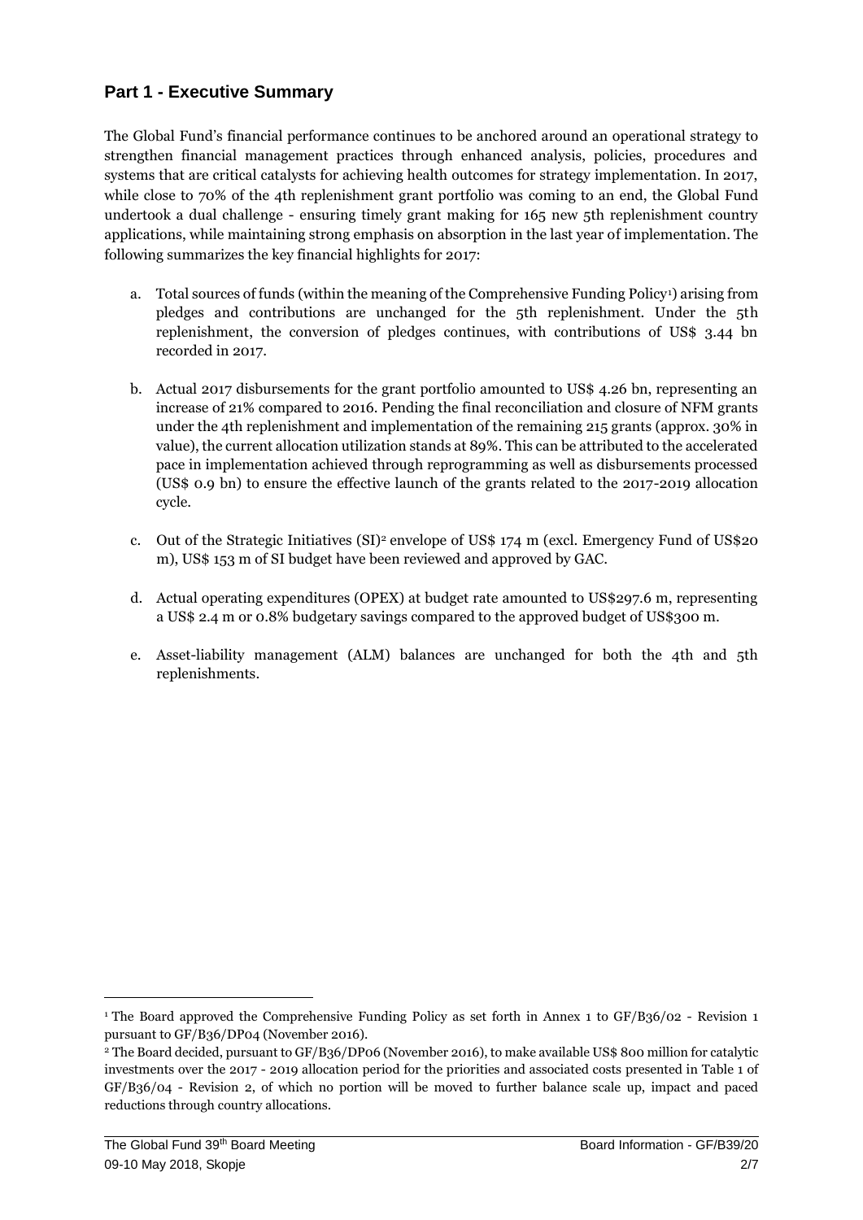## Part 1 - Executive Summary

The Global Fund's financial performance continues to be anchored around an operational strategy to strengthen financial management practices through enhanced analysis, policies, procedures and systems that are critical catalysts for achieving health outcomes for strategy implementation. In 2017, while close to 70% of the 4th replenishment grant portfolio was coming to an end, the Global Fund undertook a dual challenge - ensuring timely grant making for 165 new 5th replenishment country applications, while maintaining strong emphasis on absorption in the last year of implementation. The following summarizes the key financial highlights for 2017:

a. Total sources of funds (within the meaning of the Comprehensive Funding Policy[1]) arising from pledges and contributions are unchanged for the 5th replenishment. Under the 5th replenishment, the conversion of pledges continues, with contributions of US$ 3.44 bn recorded in 2017.

b. Actual 2017 disbursements for the grant portfolio amounted to US$ 4.26 bn, representing an increase of 21% compared to 2016. Pending the final reconciliation and closure of NFM grants under the 4th replenishment and implementation of the remaining 215 grants (approx. 30% in value), the current allocation utilization stands at 89%. This can be attributed to the accelerated pace in implementation achieved through reprogramming as well as disbursements processed (US$ 0.9 bn) to ensure the effective launch of the grants related to the 2017-2019 allocation cycle.

c. Out of the Strategic Initiatives (SI)[2] envelope of US$ 174 m (excl. Emergency Fund of US$20 m), US$ 153 m of SI budget have been reviewed and approved by GAC.

d. Actual operating expenditures (OPEX) at budget rate amounted to US$297.6 m, representing a US$ 2.4 m or 0.8% budgetary savings compared to the approved budget of US$300 m.

e. Asset-liability management (ALM) balances are unchanged for both the 4th and 5th replenishments.

---

[1] The Board approved the Comprehensive Funding Policy as set forth in Annex 1 to GF/B36/02 - Revision 1 pursuant to GF/B36/DP04 (November 2016).

[2] The Board decided, pursuant to GF/B36/DP06 (November 2016), to make available US$ 800 million for catalytic investments over the 2017 - 2019 allocation period for the priorities and associated costs presented in Table 1 of GF/B36/04 - Revision 2, of which no portion will be moved to further balance scale up, impact and paced reductions through country allocations.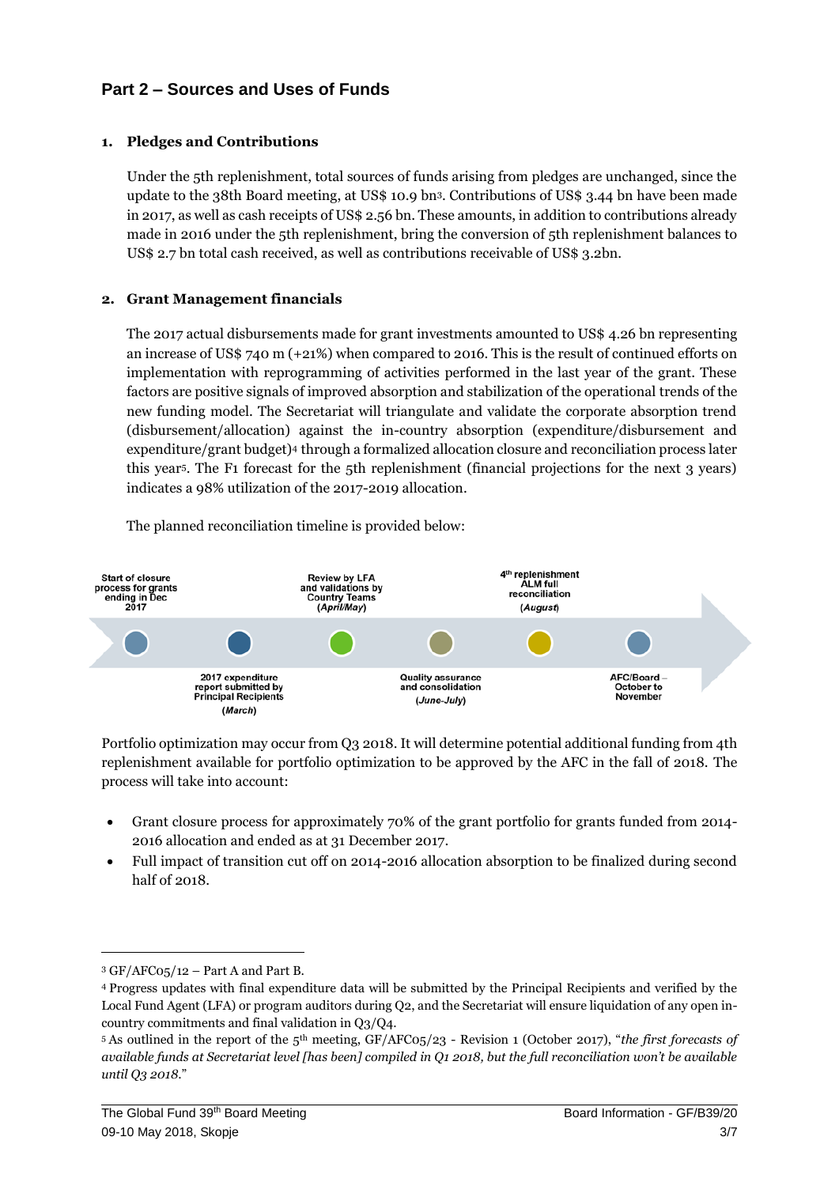## Part 2 – Sources and Uses of Funds

### 1. Pledges and Contributions

Under the 5th replenishment, total sources of funds arising from pledges are unchanged, since the update to the 38th Board meeting, at US$ 10.9 bn[3]. Contributions of US$ 3.44 bn have been made in 2017, as well as cash receipts of US$ 2.56 bn. These amounts, in addition to contributions already made in 2016 under the 5th replenishment, bring the conversion of 5th replenishment balances to US$ 2.7 bn total cash received, as well as contributions receivable of US$ 3.2bn.

### 2. Grant Management financials

The 2017 actual disbursements made for grant investments amounted to US$ 4.26 bn representing an increase of US$ 740 m (+21%) when compared to 2016. This is the result of continued efforts on implementation with reprogramming of activities performed in the last year of the grant. These factors are positive signals of improved absorption and stabilization of the operational trends of the new funding model. The Secretariat will triangulate and validate the corporate absorption trend (disbursement/allocation) against the in-country absorption (expenditure/disbursement and expenditure/grant budget)[4] through a formalized allocation closure and reconciliation process later this year[5]. The F1 forecast for the 5th replenishment (financial projections for the next 3 years) indicates a 98% utilization of the 2017-2019 allocation.

The planned reconciliation timeline is provided below:

- Start of closure process for grants ending in Dec 2017
- 2017 expenditure report submitted by Principal Recipients (*March*)
- Review by LFA and validations by Country Teams (*April/May*)
- Quality assurance and consolidation (*June-July*)
- 4th replenishment ALM full reconciliation (*August*)
- AFC/Board – October to November

Portfolio optimization may occur from Q3 2018. It will determine potential additional funding from 4th replenishment available for portfolio optimization to be approved by the AFC in the fall of 2018. The process will take into account:

- Grant closure process for approximately 70% of the grant portfolio for grants funded from 2014-2016 allocation and ended as at 31 December 2017.
- Full impact of transition cut off on 2014-2016 allocation absorption to be finalized during second half of 2018.

---

[3] GF/AFC05/12 – Part A and Part B.

[4] Progress updates with final expenditure data will be submitted by the Principal Recipients and verified by the Local Fund Agent (LFA) or program auditors during Q2, and the Secretariat will ensure liquidation of any open in-country commitments and final validation in Q3/Q4.

[5] As outlined in the report of the 5th meeting, GF/AFC05/23 - Revision 1 (October 2017), "*the first forecasts of available funds at Secretariat level [has been] compiled in Q1 2018, but the full reconciliation won't be available until Q3 2018.*"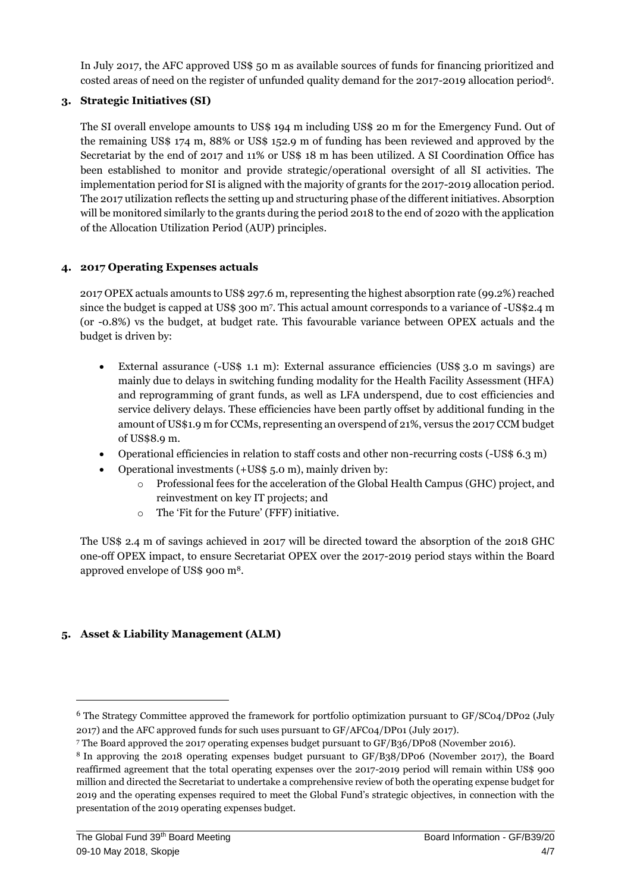In July 2017, the AFC approved US$ 50 m as available sources of funds for financing prioritized and costed areas of need on the register of unfunded quality demand for the 2017-2019 allocation period[6].

**3. Strategic Initiatives (SI)**

The SI overall envelope amounts to US$ 194 m including US$ 20 m for the Emergency Fund. Out of the remaining US$ 174 m, 88% or US$ 152.9 m of funding has been reviewed and approved by the Secretariat by the end of 2017 and 11% or US$ 18 m has been utilized. A SI Coordination Office has been established to monitor and provide strategic/operational oversight of all SI activities. The implementation period for SI is aligned with the majority of grants for the 2017-2019 allocation period. The 2017 utilization reflects the setting up and structuring phase of the different initiatives. Absorption will be monitored similarly to the grants during the period 2018 to the end of 2020 with the application of the Allocation Utilization Period (AUP) principles.

**4. 2017 Operating Expenses actuals**

2017 OPEX actuals amounts to US$ 297.6 m, representing the highest absorption rate (99.2%) reached since the budget is capped at US$ 300 m[7]. This actual amount corresponds to a variance of -US$2.4 m (or -0.8%) vs the budget, at budget rate. This favourable variance between OPEX actuals and the budget is driven by:

- External assurance (-US$ 1.1 m): External assurance efficiencies (US$ 3.0 m savings) are mainly due to delays in switching funding modality for the Health Facility Assessment (HFA) and reprogramming of grant funds, as well as LFA underspend, due to cost efficiencies and service delivery delays. These efficiencies have been partly offset by additional funding in the amount of US$1.9 m for CCMs, representing an overspend of 21%, versus the 2017 CCM budget of US$8.9 m.
- Operational efficiencies in relation to staff costs and other non-recurring costs (-US$ 6.3 m)
- Operational investments (+US$ 5.0 m), mainly driven by:
  - Professional fees for the acceleration of the Global Health Campus (GHC) project, and reinvestment on key IT projects; and
  - The 'Fit for the Future' (FFF) initiative.

The US$ 2.4 m of savings achieved in 2017 will be directed toward the absorption of the 2018 GHC one-off OPEX impact, to ensure Secretariat OPEX over the 2017-2019 period stays within the Board approved envelope of US$ 900 m[8].

**5. Asset & Liability Management (ALM)**

---

[6] The Strategy Committee approved the framework for portfolio optimization pursuant to GF/SC04/DP02 (July 2017) and the AFC approved funds for such uses pursuant to GF/AFC04/DP01 (July 2017).

[7] The Board approved the 2017 operating expenses budget pursuant to GF/B36/DP08 (November 2016).

[8] In approving the 2018 operating expenses budget pursuant to GF/B38/DP06 (November 2017), the Board reaffirmed agreement that the total operating expenses over the 2017-2019 period will remain within US$ 900 million and directed the Secretariat to undertake a comprehensive review of both the operating expense budget for 2019 and the operating expenses required to meet the Global Fund's strategic objectives, in connection with the presentation of the 2019 operating expenses budget.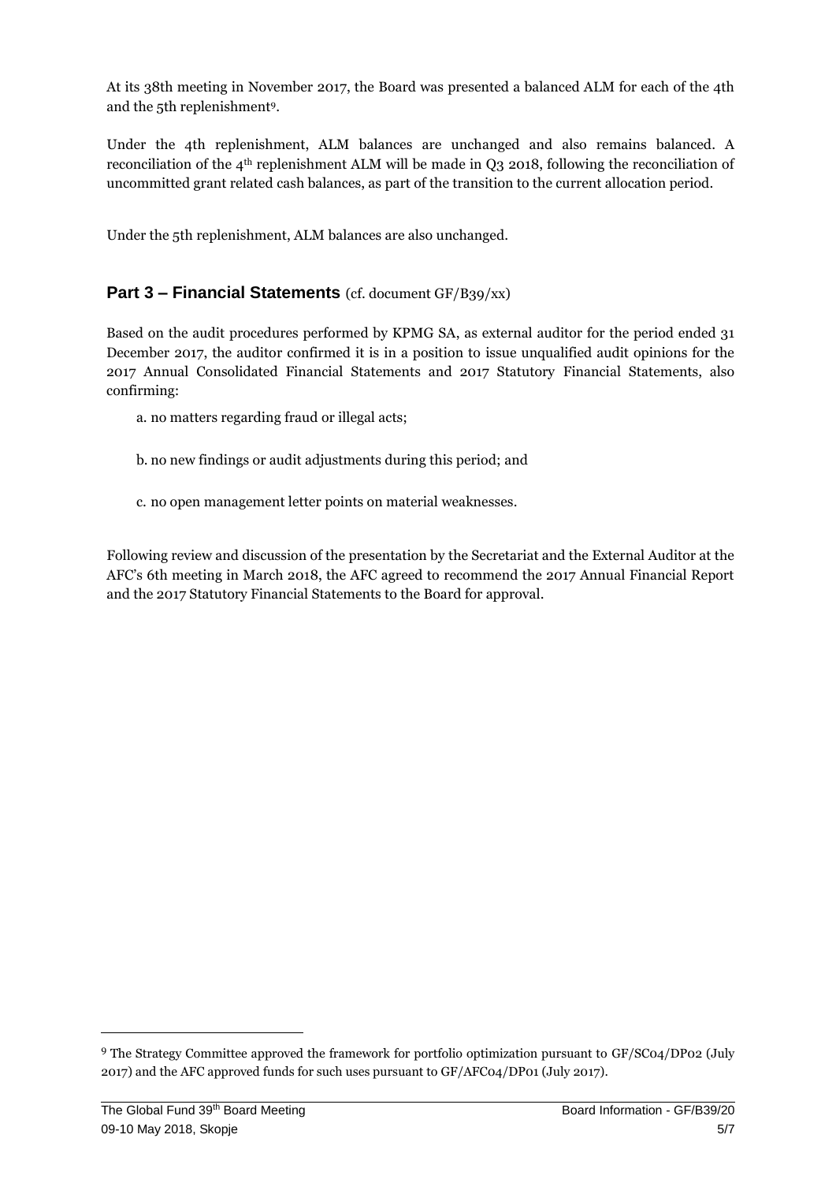At its 38th meeting in November 2017, the Board was presented a balanced ALM for each of the 4th and the 5th replenishment[9].

Under the 4th replenishment, ALM balances are unchanged and also remains balanced. A reconciliation of the 4th replenishment ALM will be made in Q3 2018, following the reconciliation of uncommitted grant related cash balances, as part of the transition to the current allocation period.

Under the 5th replenishment, ALM balances are also unchanged.

## **Part 3 – Financial Statements** (cf. document GF/B39/xx)

Based on the audit procedures performed by KPMG SA, as external auditor for the period ended 31 December 2017, the auditor confirmed it is in a position to issue unqualified audit opinions for the 2017 Annual Consolidated Financial Statements and 2017 Statutory Financial Statements, also confirming:

a. no matters regarding fraud or illegal acts;

b. no new findings or audit adjustments during this period; and

c. no open management letter points on material weaknesses.

Following review and discussion of the presentation by the Secretariat and the External Auditor at the AFC's 6th meeting in March 2018, the AFC agreed to recommend the 2017 Annual Financial Report and the 2017 Statutory Financial Statements to the Board for approval.

---

[9] The Strategy Committee approved the framework for portfolio optimization pursuant to GF/SC04/DP02 (July 2017) and the AFC approved funds for such uses pursuant to GF/AFC04/DP01 (July 2017).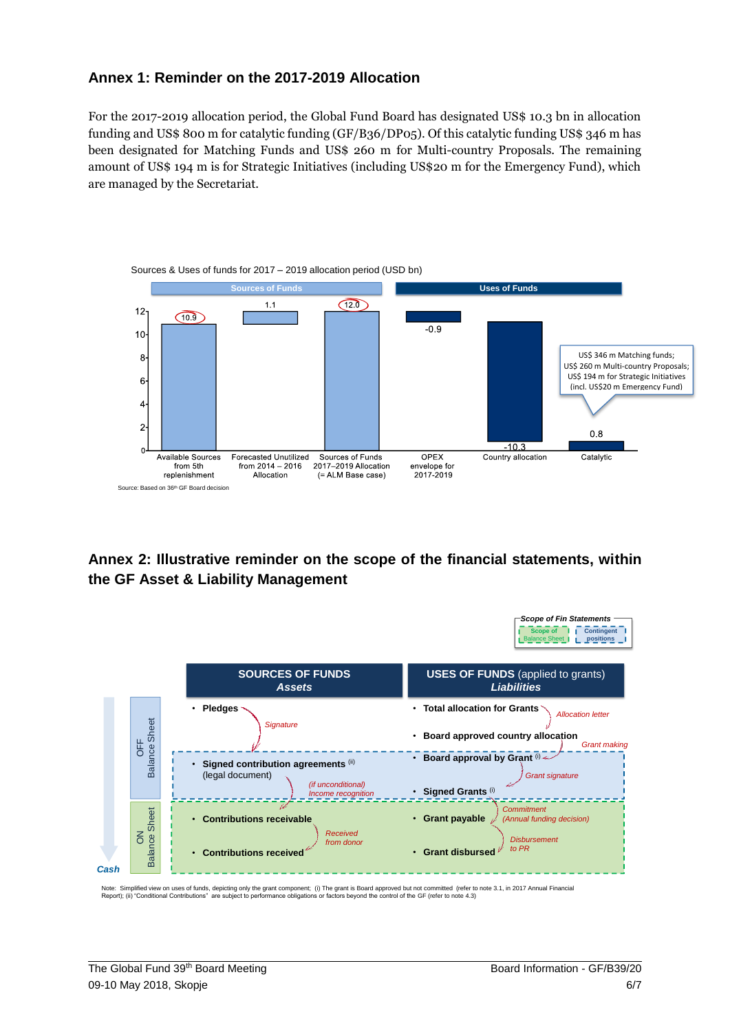## Annex 1: Reminder on the 2017-2019 Allocation

For the 2017-2019 allocation period, the Global Fund Board has designated US$ 10.3 bn in allocation funding and US$ 800 m for catalytic funding (GF/B36/DP05). Of this catalytic funding US$ 346 m has been designated for Matching Funds and US$ 260 m for Multi-country Proposals. The remaining amount of US$ 194 m is for Strategic Initiatives (including US$20 m for the Emergency Fund), which are managed by the Secretariat.

Sources & Uses of funds for 2017 – 2019 allocation period (USD bn)

| | Sources of Funds | | | Uses of Funds | | |
|---|---|---|---|---|---|---|
| | Available Sources from 5th replenishment | Forecasted Unutilized from 2014 – 2016 Allocation | Sources of Funds 2017–2019 Allocation (= ALM Base case) | OPEX envelope for 2017-2019 | Country allocation | Catalytic |
| USD bn | 10.9 | 1.1 | 12.0 | -0.9 | -10.3 | 0.8 |

Catalytic: US$ 346 m Matching funds; US$ 260 m Multi-country Proposals; US$ 194 m for Strategic Initiatives (incl. US$20 m Emergency Fund)

Source: Based on 36th GF Board decision

## Annex 2: Illustrative reminder on the scope of the financial statements, within the GF Asset & Liability Management

Scope of Fin Statements: Scope of Balance Sheet; Contingent positions

| | SOURCES OF FUNDS *Assets* | USES OF FUNDS (applied to grants) *Liabilities* |
|---|---|---|
| OFF Balance Sheet | • **Pledges** | • **Total allocation for Grants** |
| | ↓ *Signature* | ↓ *Allocation letter* |
| | | • **Board approved country allocation** |
| | | ↓ *Grant making* |
| (Contingent positions) | • **Signed contribution agreements** [ii] (legal document) | • **Board approval by Grant** [i] |
| | ↓ *(if unconditional) Income recognition* | ↓ *Grant signature* |
| | | • **Signed Grants** [i] |
| | | ↓ *Commitment (Annual funding decision)* |
| ON Balance Sheet | • **Contributions receivable** | • **Grant payable** |
| | ↓ *Received from donor* | ↓ *Disbursement to PR* |
| Cash | • **Contributions received** | • **Grant disbursed** |

Note: Simplified view on uses of funds, depicting only the grant component; (i) The grant is Board approved but not committed (refer to note 3.1, in 2017 Annual Financial Report); (ii) "Conditional Contributions" are subject to performance obligations or factors beyond the control of the GF (refer to note 4.3)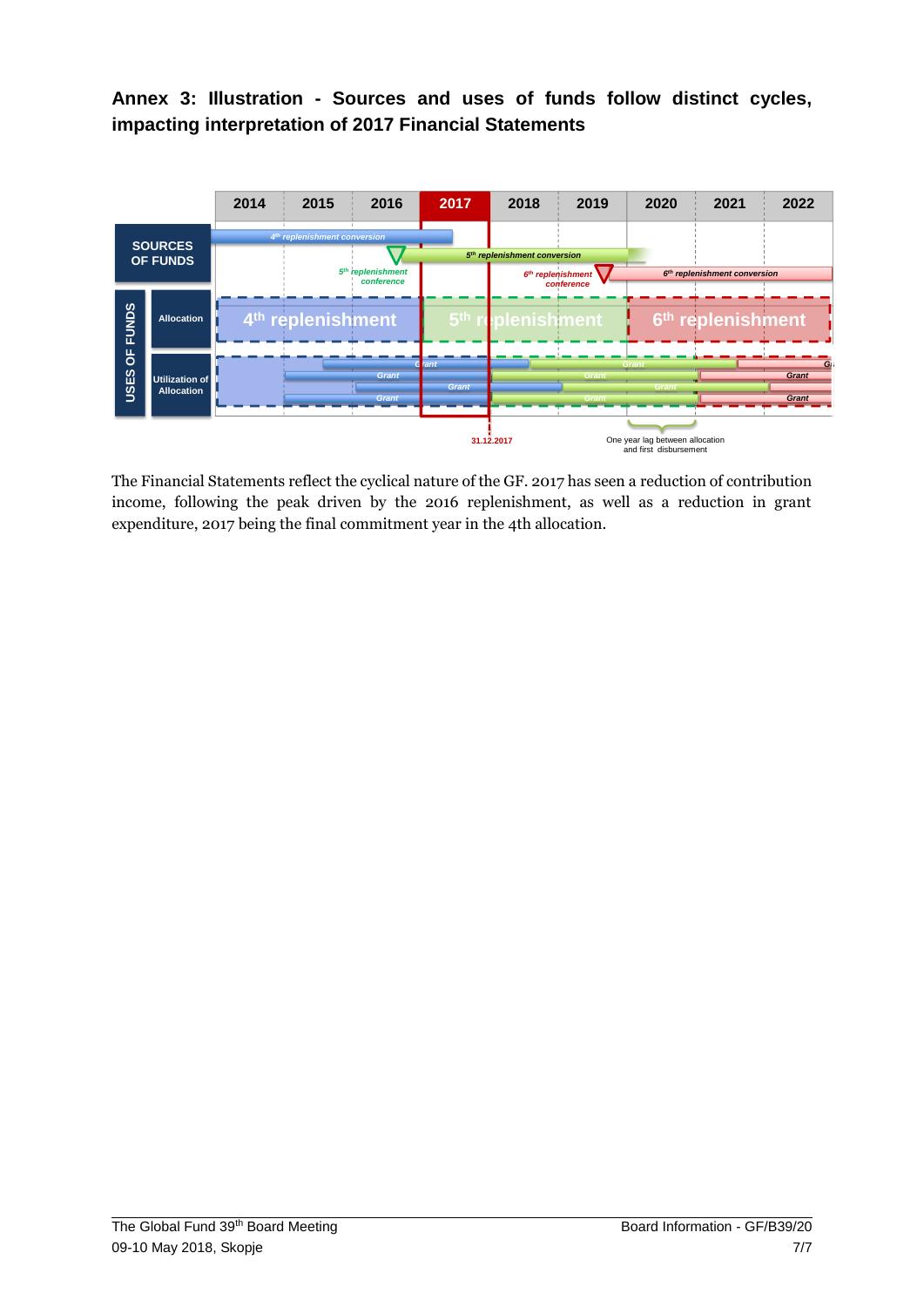**Annex 3: Illustration - Sources and uses of funds follow distinct cycles, impacting interpretation of 2017 Financial Statements**

2014 2015 2016 2017 2018 2019 2020 2021 2022

SOURCES OF FUNDS

4th replenishment conversion

5th replenishment conference

5th replenishment conversion

6th replenishment conference

6th replenishment conversion

USES OF FUNDS

Allocation

4th replenishment

5th replenishment

6th replenishment

Utilization of Allocation

Grant

31.12.2017

One year lag between allocation and first disbursement

The Financial Statements reflect the cyclical nature of the GF. 2017 has seen a reduction of contribution income, following the peak driven by the 2016 replenishment, as well as a reduction in grant expenditure, 2017 being the final commitment year in the 4th allocation.